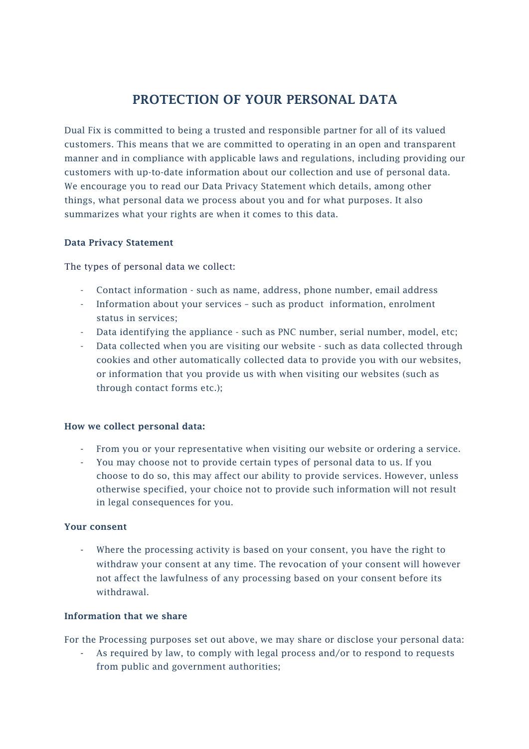# PROTECTION OF YOUR PERSONAL DATA

Dual Fix is committed to being a trusted and responsible partner for all of its valued customers. This means that we are committed to operating in an open and transparent manner and in compliance with applicable laws and regulations, including providing our customers with up-to-date information about our collection and use of personal data. We encourage you to read our Data Privacy Statement which details, among other things, what personal data we process about you and for what purposes. It also summarizes what your rights are when it comes to this data.

**Data Privacy Statement**

The types of personal data we collect:

- Contact information - such as name, address, phone number, email address
- Information about your services – such as product information, enrolment status in services;
- Data identifying the appliance - such as PNC number, serial number, model, etc;
- Data collected when you are visiting our website - such as data collected through cookies and other automatically collected data to provide you with our websites, or information that you provide us with when visiting our websites (such as through contact forms etc.);

**How we collect personal data:**

- From you or your representative when visiting our website or ordering a service.
- You may choose not to provide certain types of personal data to us. If you choose to do so, this may affect our ability to provide services. However, unless otherwise specified, your choice not to provide such information will not result in legal consequences for you.

**Your consent**

- Where the processing activity is based on your consent, you have the right to withdraw your consent at any time. The revocation of your consent will however not affect the lawfulness of any processing based on your consent before its withdrawal.

**Information that we share**

For the Processing purposes set out above, we may share or disclose your personal data:

- As required by law, to comply with legal process and/or to respond to requests from public and government authorities;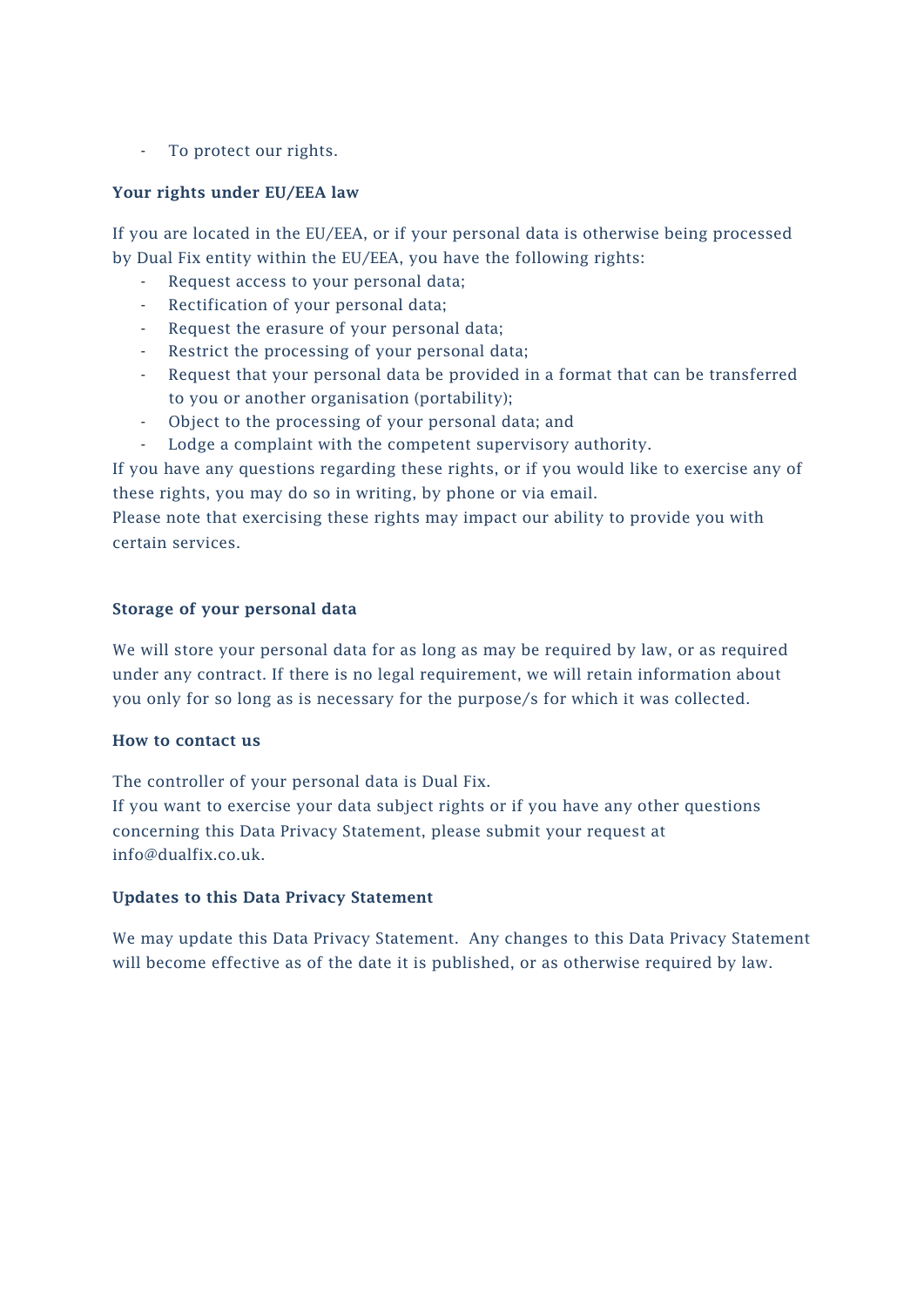- To protect our rights.

**Your rights under EU/EEA law**

If you are located in the EU/EEA, or if your personal data is otherwise being processed by Dual Fix entity within the EU/EEA, you have the following rights:

- Request access to your personal data;
- Rectification of your personal data;
- Request the erasure of your personal data;
- Restrict the processing of your personal data;
- Request that your personal data be provided in a format that can be transferred to you or another organisation (portability);
- Object to the processing of your personal data; and
- Lodge a complaint with the competent supervisory authority.

If you have any questions regarding these rights, or if you would like to exercise any of these rights, you may do so in writing, by phone or via email.
Please note that exercising these rights may impact our ability to provide you with certain services.

**Storage of your personal data**

We will store your personal data for as long as may be required by law, or as required under any contract. If there is no legal requirement, we will retain information about you only for so long as is necessary for the purpose/s for which it was collected.

**How to contact us**

The controller of your personal data is Dual Fix.
If you want to exercise your data subject rights or if you have any other questions concerning this Data Privacy Statement, please submit your request at info@dualfix.co.uk.

**Updates to this Data Privacy Statement**

We may update this Data Privacy Statement. Any changes to this Data Privacy Statement will become effective as of the date it is published, or as otherwise required by law.